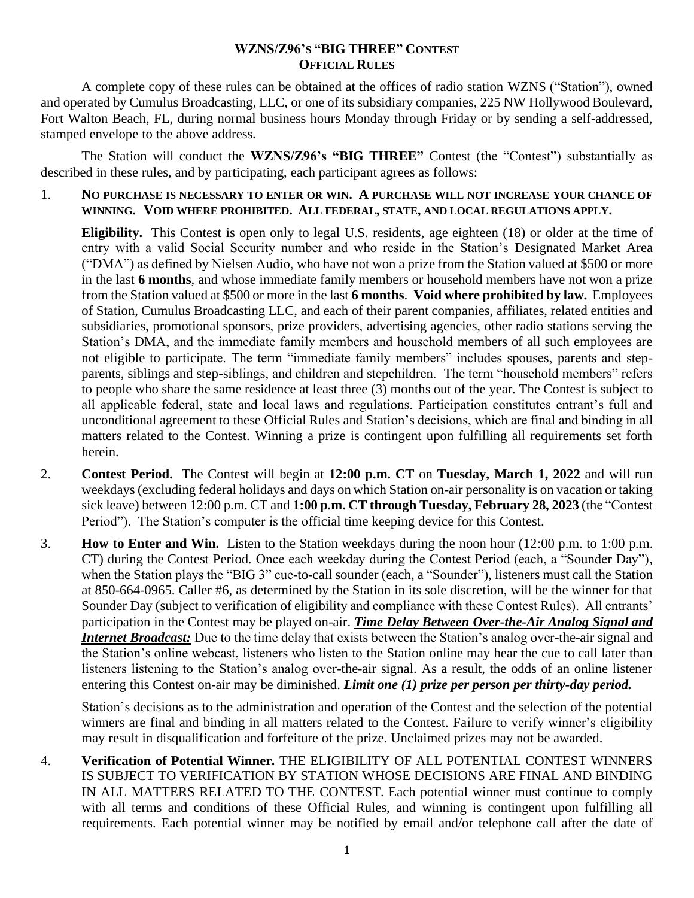# WZNS/Z96's "BIG THREE" Contest
## Official Rules

A complete copy of these rules can be obtained at the offices of radio station WZNS ("Station"), owned and operated by Cumulus Broadcasting, LLC, or one of its subsidiary companies, 225 NW Hollywood Boulevard, Fort Walton Beach, FL, during normal business hours Monday through Friday or by sending a self-addressed, stamped envelope to the above address.

The Station will conduct the **WZNS/Z96's "BIG THREE"** Contest (the "Contest") substantially as described in these rules, and by participating, each participant agrees as follows:

1. **NO PURCHASE IS NECESSARY TO ENTER OR WIN. A PURCHASE WILL NOT INCREASE YOUR CHANCE OF WINNING. VOID WHERE PROHIBITED. ALL FEDERAL, STATE, AND LOCAL REGULATIONS APPLY.**

   **Eligibility.** This Contest is open only to legal U.S. residents, age eighteen (18) or older at the time of entry with a valid Social Security number and who reside in the Station's Designated Market Area ("DMA") as defined by Nielsen Audio, who have not won a prize from the Station valued at $500 or more in the last **6 months**, and whose immediate family members or household members have not won a prize from the Station valued at $500 or more in the last **6 months**. **Void where prohibited by law.** Employees of Station, Cumulus Broadcasting LLC, and each of their parent companies, affiliates, related entities and subsidiaries, promotional sponsors, prize providers, advertising agencies, other radio stations serving the Station's DMA, and the immediate family members and household members of all such employees are not eligible to participate. The term "immediate family members" includes spouses, parents and step-parents, siblings and step-siblings, and children and stepchildren. The term "household members" refers to people who share the same residence at least three (3) months out of the year. The Contest is subject to all applicable federal, state and local laws and regulations. Participation constitutes entrant's full and unconditional agreement to these Official Rules and Station's decisions, which are final and binding in all matters related to the Contest. Winning a prize is contingent upon fulfilling all requirements set forth herein.

2. **Contest Period.** The Contest will begin at **12:00 p.m. CT** on **Tuesday, March 1, 2022** and will run weekdays (excluding federal holidays and days on which Station on-air personality is on vacation or taking sick leave) between 12:00 p.m. CT and **1:00 p.m. CT through Tuesday, February 28, 2023** (the "Contest Period"). The Station's computer is the official time keeping device for this Contest.

3. **How to Enter and Win.** Listen to the Station weekdays during the noon hour (12:00 p.m. to 1:00 p.m. CT) during the Contest Period. Once each weekday during the Contest Period (each, a "Sounder Day"), when the Station plays the "BIG 3" cue-to-call sounder (each, a "Sounder"), listeners must call the Station at 850-664-0965. Caller #6, as determined by the Station in its sole discretion, will be the winner for that Sounder Day (subject to verification of eligibility and compliance with these Contest Rules). All entrants' participation in the Contest may be played on-air. ***Time Delay Between Over-the-Air Analog Signal and Internet Broadcast:*** Due to the time delay that exists between the Station's analog over-the-air signal and the Station's online webcast, listeners who listen to the Station online may hear the cue to call later than listeners listening to the Station's analog over-the-air signal. As a result, the odds of an online listener entering this Contest on-air may be diminished. ***Limit one (1) prize per person per thirty-day period.***

   Station's decisions as to the administration and operation of the Contest and the selection of the potential winners are final and binding in all matters related to the Contest. Failure to verify winner's eligibility may result in disqualification and forfeiture of the prize. Unclaimed prizes may not be awarded.

4. **Verification of Potential Winner.** THE ELIGIBILITY OF ALL POTENTIAL CONTEST WINNERS IS SUBJECT TO VERIFICATION BY STATION WHOSE DECISIONS ARE FINAL AND BINDING IN ALL MATTERS RELATED TO THE CONTEST. Each potential winner must continue to comply with all terms and conditions of these Official Rules, and winning is contingent upon fulfilling all requirements. Each potential winner may be notified by email and/or telephone call after the date of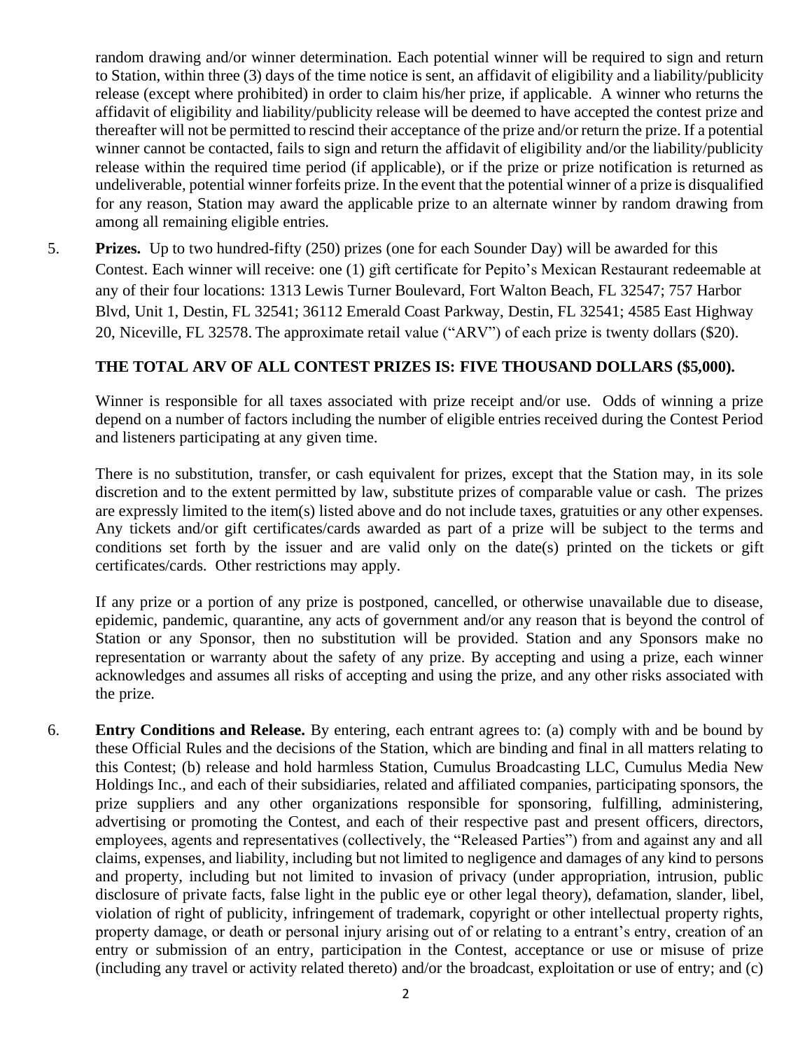random drawing and/or winner determination. Each potential winner will be required to sign and return to Station, within three (3) days of the time notice is sent, an affidavit of eligibility and a liability/publicity release (except where prohibited) in order to claim his/her prize, if applicable. A winner who returns the affidavit of eligibility and liability/publicity release will be deemed to have accepted the contest prize and thereafter will not be permitted to rescind their acceptance of the prize and/or return the prize. If a potential winner cannot be contacted, fails to sign and return the affidavit of eligibility and/or the liability/publicity release within the required time period (if applicable), or if the prize or prize notification is returned as undeliverable, potential winner forfeits prize. In the event that the potential winner of a prize is disqualified for any reason, Station may award the applicable prize to an alternate winner by random drawing from among all remaining eligible entries.

5. **Prizes.** Up to two hundred-fifty (250) prizes (one for each Sounder Day) will be awarded for this Contest. Each winner will receive: one (1) gift certificate for Pepito's Mexican Restaurant redeemable at any of their four locations: 1313 Lewis Turner Boulevard, Fort Walton Beach, FL 32547; 757 Harbor Blvd, Unit 1, Destin, FL 32541; 36112 Emerald Coast Parkway, Destin, FL 32541; 4585 East Highway 20, Niceville, FL 32578. The approximate retail value ("ARV") of each prize is twenty dollars ($20).

   **THE TOTAL ARV OF ALL CONTEST PRIZES IS: FIVE THOUSAND DOLLARS ($5,000).**

   Winner is responsible for all taxes associated with prize receipt and/or use. Odds of winning a prize depend on a number of factors including the number of eligible entries received during the Contest Period and listeners participating at any given time.

   There is no substitution, transfer, or cash equivalent for prizes, except that the Station may, in its sole discretion and to the extent permitted by law, substitute prizes of comparable value or cash. The prizes are expressly limited to the item(s) listed above and do not include taxes, gratuities or any other expenses. Any tickets and/or gift certificates/cards awarded as part of a prize will be subject to the terms and conditions set forth by the issuer and are valid only on the date(s) printed on the tickets or gift certificates/cards. Other restrictions may apply.

   If any prize or a portion of any prize is postponed, cancelled, or otherwise unavailable due to disease, epidemic, pandemic, quarantine, any acts of government and/or any reason that is beyond the control of Station or any Sponsor, then no substitution will be provided. Station and any Sponsors make no representation or warranty about the safety of any prize. By accepting and using a prize, each winner acknowledges and assumes all risks of accepting and using the prize, and any other risks associated with the prize.

6. **Entry Conditions and Release.** By entering, each entrant agrees to: (a) comply with and be bound by these Official Rules and the decisions of the Station, which are binding and final in all matters relating to this Contest; (b) release and hold harmless Station, Cumulus Broadcasting LLC, Cumulus Media New Holdings Inc., and each of their subsidiaries, related and affiliated companies, participating sponsors, the prize suppliers and any other organizations responsible for sponsoring, fulfilling, administering, advertising or promoting the Contest, and each of their respective past and present officers, directors, employees, agents and representatives (collectively, the "Released Parties") from and against any and all claims, expenses, and liability, including but not limited to negligence and damages of any kind to persons and property, including but not limited to invasion of privacy (under appropriation, intrusion, public disclosure of private facts, false light in the public eye or other legal theory), defamation, slander, libel, violation of right of publicity, infringement of trademark, copyright or other intellectual property rights, property damage, or death or personal injury arising out of or relating to a entrant's entry, creation of an entry or submission of an entry, participation in the Contest, acceptance or use or misuse of prize (including any travel or activity related thereto) and/or the broadcast, exploitation or use of entry; and (c)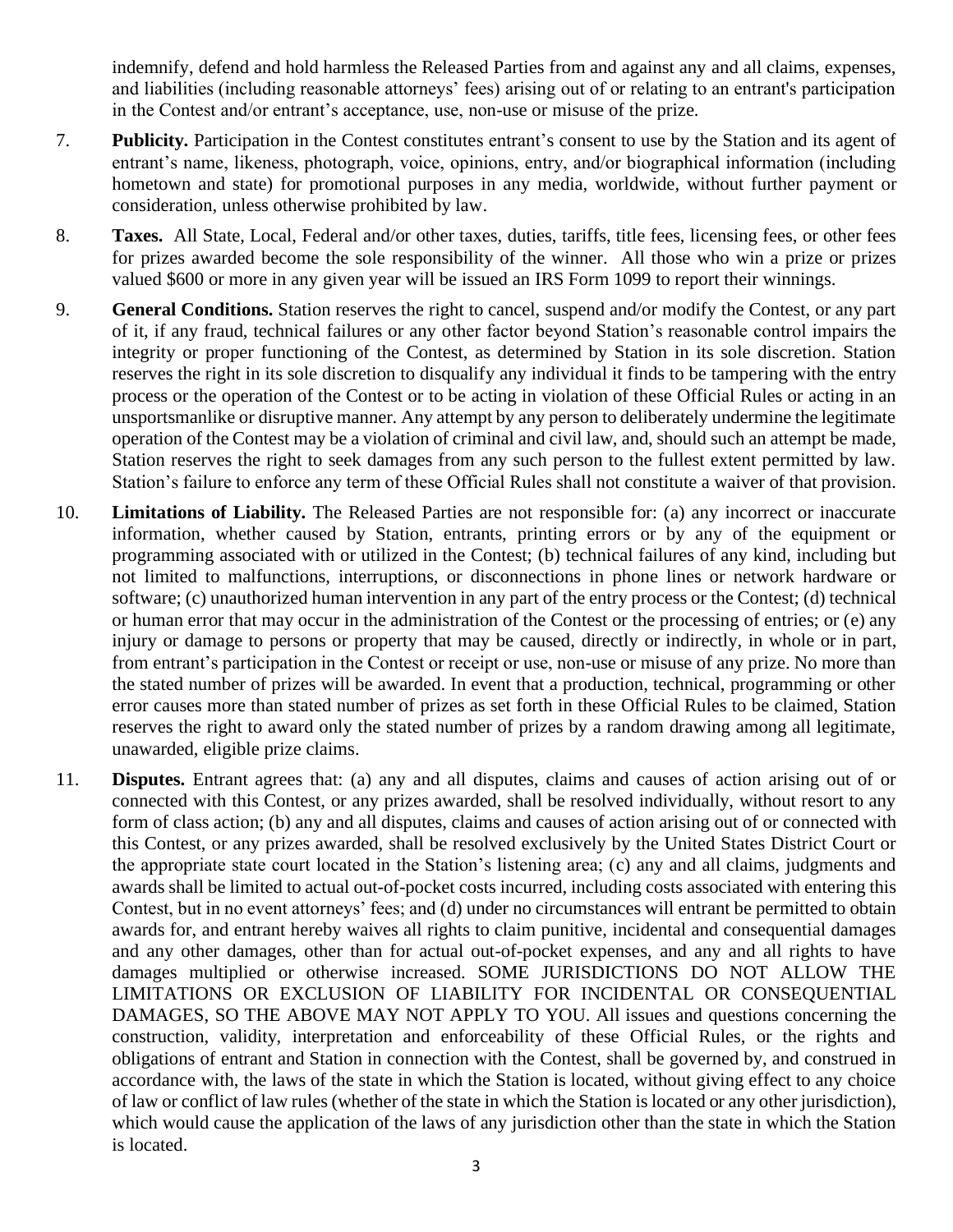indemnify, defend and hold harmless the Released Parties from and against any and all claims, expenses, and liabilities (including reasonable attorneys' fees) arising out of or relating to an entrant's participation in the Contest and/or entrant's acceptance, use, non-use or misuse of the prize.

7. **Publicity.** Participation in the Contest constitutes entrant's consent to use by the Station and its agent of entrant's name, likeness, photograph, voice, opinions, entry, and/or biographical information (including hometown and state) for promotional purposes in any media, worldwide, without further payment or consideration, unless otherwise prohibited by law.

8. **Taxes.** All State, Local, Federal and/or other taxes, duties, tariffs, title fees, licensing fees, or other fees for prizes awarded become the sole responsibility of the winner. All those who win a prize or prizes valued $600 or more in any given year will be issued an IRS Form 1099 to report their winnings.

9. **General Conditions.** Station reserves the right to cancel, suspend and/or modify the Contest, or any part of it, if any fraud, technical failures or any other factor beyond Station's reasonable control impairs the integrity or proper functioning of the Contest, as determined by Station in its sole discretion. Station reserves the right in its sole discretion to disqualify any individual it finds to be tampering with the entry process or the operation of the Contest or to be acting in violation of these Official Rules or acting in an unsportsmanlike or disruptive manner. Any attempt by any person to deliberately undermine the legitimate operation of the Contest may be a violation of criminal and civil law, and, should such an attempt be made, Station reserves the right to seek damages from any such person to the fullest extent permitted by law. Station's failure to enforce any term of these Official Rules shall not constitute a waiver of that provision.

10. **Limitations of Liability.** The Released Parties are not responsible for: (a) any incorrect or inaccurate information, whether caused by Station, entrants, printing errors or by any of the equipment or programming associated with or utilized in the Contest; (b) technical failures of any kind, including but not limited to malfunctions, interruptions, or disconnections in phone lines or network hardware or software; (c) unauthorized human intervention in any part of the entry process or the Contest; (d) technical or human error that may occur in the administration of the Contest or the processing of entries; or (e) any injury or damage to persons or property that may be caused, directly or indirectly, in whole or in part, from entrant's participation in the Contest or receipt or use, non-use or misuse of any prize. No more than the stated number of prizes will be awarded. In event that a production, technical, programming or other error causes more than stated number of prizes as set forth in these Official Rules to be claimed, Station reserves the right to award only the stated number of prizes by a random drawing among all legitimate, unawarded, eligible prize claims.

11. **Disputes.** Entrant agrees that: (a) any and all disputes, claims and causes of action arising out of or connected with this Contest, or any prizes awarded, shall be resolved individually, without resort to any form of class action; (b) any and all disputes, claims and causes of action arising out of or connected with this Contest, or any prizes awarded, shall be resolved exclusively by the United States District Court or the appropriate state court located in the Station's listening area; (c) any and all claims, judgments and awards shall be limited to actual out-of-pocket costs incurred, including costs associated with entering this Contest, but in no event attorneys' fees; and (d) under no circumstances will entrant be permitted to obtain awards for, and entrant hereby waives all rights to claim punitive, incidental and consequential damages and any other damages, other than for actual out-of-pocket expenses, and any and all rights to have damages multiplied or otherwise increased. SOME JURISDICTIONS DO NOT ALLOW THE LIMITATIONS OR EXCLUSION OF LIABILITY FOR INCIDENTAL OR CONSEQUENTIAL DAMAGES, SO THE ABOVE MAY NOT APPLY TO YOU. All issues and questions concerning the construction, validity, interpretation and enforceability of these Official Rules, or the rights and obligations of entrant and Station in connection with the Contest, shall be governed by, and construed in accordance with, the laws of the state in which the Station is located, without giving effect to any choice of law or conflict of law rules (whether of the state in which the Station is located or any other jurisdiction), which would cause the application of the laws of any jurisdiction other than the state in which the Station is located.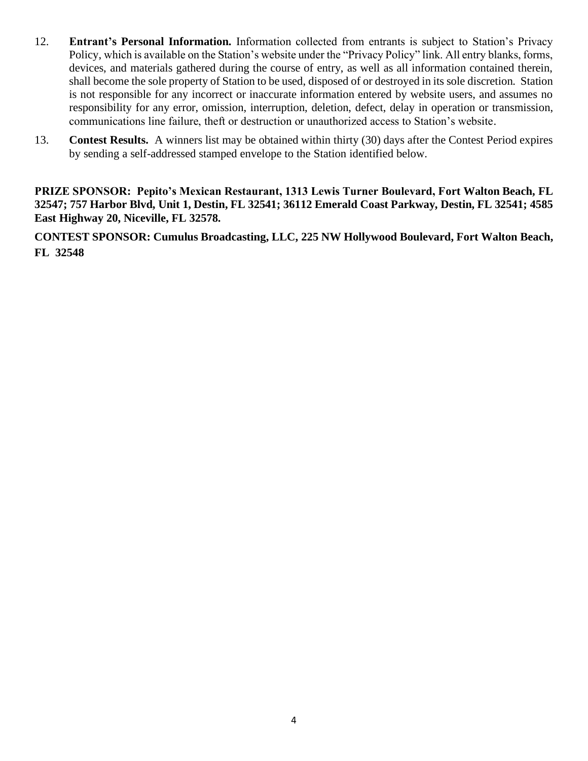12. **Entrant's Personal Information.** Information collected from entrants is subject to Station's Privacy Policy, which is available on the Station's website under the "Privacy Policy" link. All entry blanks, forms, devices, and materials gathered during the course of entry, as well as all information contained therein, shall become the sole property of Station to be used, disposed of or destroyed in its sole discretion. Station is not responsible for any incorrect or inaccurate information entered by website users, and assumes no responsibility for any error, omission, interruption, deletion, defect, delay in operation or transmission, communications line failure, theft or destruction or unauthorized access to Station's website.

13. **Contest Results.** A winners list may be obtained within thirty (30) days after the Contest Period expires by sending a self-addressed stamped envelope to the Station identified below.

**PRIZE SPONSOR: Pepito's Mexican Restaurant, 1313 Lewis Turner Boulevard, Fort Walton Beach, FL 32547; 757 Harbor Blvd, Unit 1, Destin, FL 32541; 36112 Emerald Coast Parkway, Destin, FL 32541; 4585 East Highway 20, Niceville, FL 32578.**

**CONTEST SPONSOR: Cumulus Broadcasting, LLC, 225 NW Hollywood Boulevard, Fort Walton Beach, FL 32548**